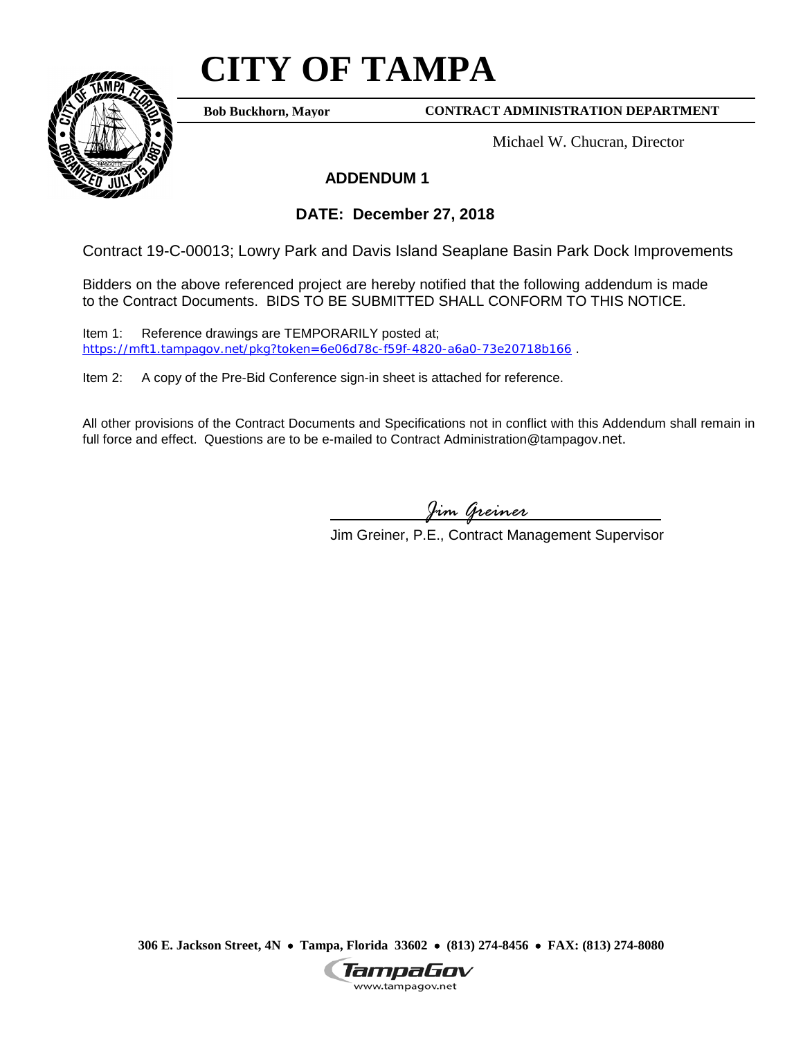# CITY OF TAMPA

**Bob Buckhorn, Mayor** **CONTRACT ADMINISTRATION DEPARTMENT**

Michael W. Chucran, Director

## ADDENDUM 1

## DATE: December 27, 2018

Contract 19-C-00013; Lowry Park and Davis Island Seaplane Basin Park Dock Improvements

Bidders on the above referenced project are hereby notified that the following addendum is made to the Contract Documents. BIDS TO BE SUBMITTED SHALL CONFORM TO THIS NOTICE.

Item 1: Reference drawings are TEMPORARILY posted at; https://mft1.tampagov.net/pkg?token=6e06d78c-f59f-4820-a6a0-73e20718b166 .

Item 2: A copy of the Pre-Bid Conference sign-in sheet is attached for reference.

All other provisions of the Contract Documents and Specifications not in conflict with this Addendum shall remain in full force and effect. Questions are to be e-mailed to Contract Administration@tampagov.net.

*Jim Greiner*

Jim Greiner, P.E., Contract Management Supervisor

**306 E. Jackson Street, 4N • Tampa, Florida 33602 • (813) 274-8456 • FAX: (813) 274-8080**

TampaGov
www.tampagov.net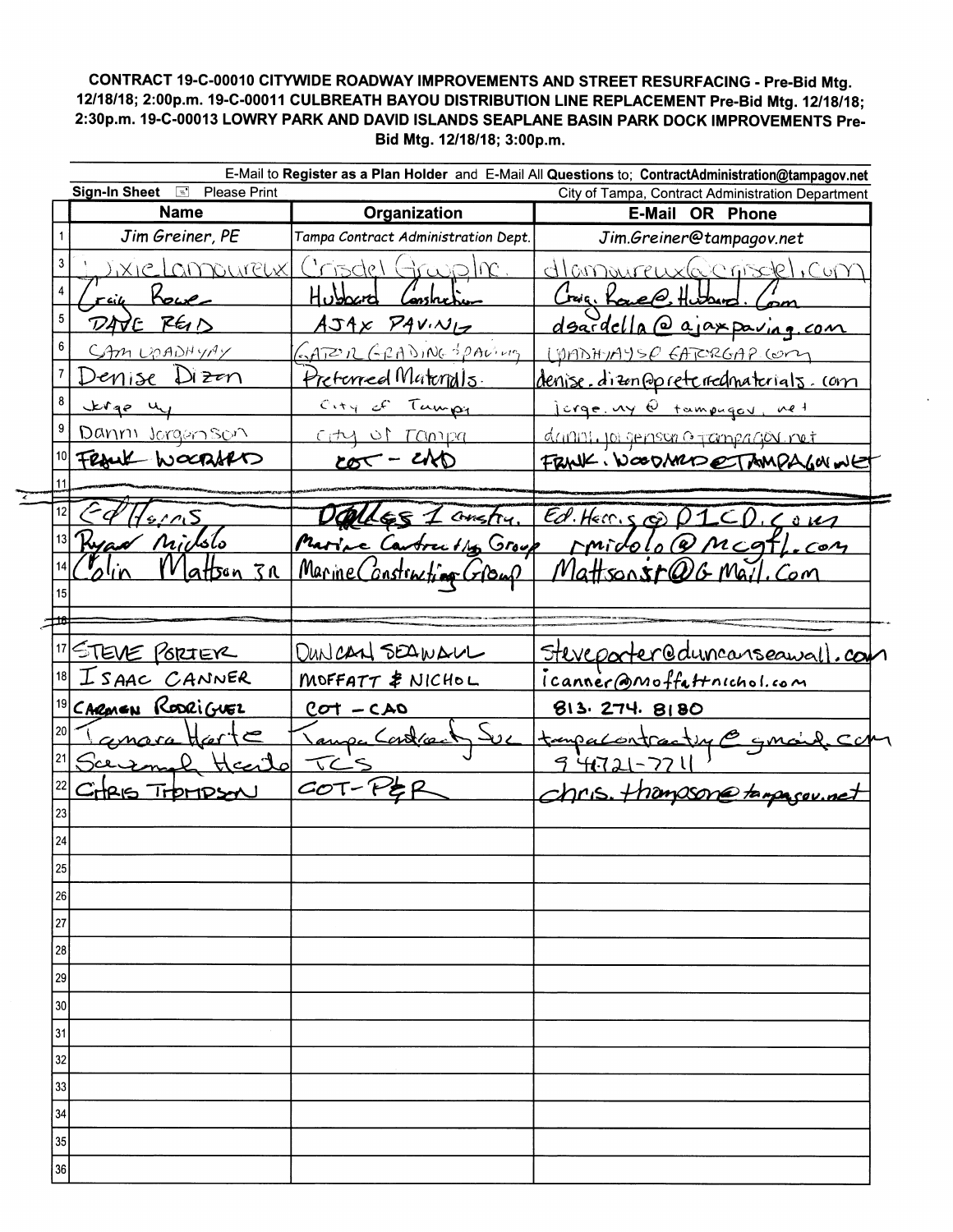**CONTRACT 19-C-00010 CITYWIDE ROADWAY IMPROVEMENTS AND STREET RESURFACING - Pre-Bid Mtg. 12/18/18; 2:00p.m. 19-C-00011 CULBREATH BAYOU DISTRIBUTION LINE REPLACEMENT Pre-Bid Mtg. 12/18/18; 2:30p.m. 19-C-00013 LOWRY PARK AND DAVID ISLANDS SEAPLANE BASIN PARK DOCK IMPROVEMENTS Pre-Bid Mtg. 12/18/18; 3:00p.m.**

E-Mail to **Register as a Plan Holder** and E-Mail All **Questions** to; **ContractAdministration@tampagov.net**

**Sign-In Sheet** Please Print

City of Tampa, Contract Administration Department

| | Name | Organization | E-Mail OR Phone |
|---|---|---|---|
| 1 | Jim Greiner, PE | Tampa Contract Administration Dept. | Jim.Greiner@tampagov.net |
| 3 | Dixie Lamoureux | Crisdel Group Inc. | dlamoureux@crisdel.com |
| 4 | Craig Rowe | Hubbard Construction | Craig.Rowe@Hubbard.Com |
| 5 | DAVE REID | AJAX PAVING | dsardella@ajaxpaving.com |
| 6 | SAM UPADHYAY | GATOR GRADING & PAVING | UPADHYAYS@GATORGAP.COM |
| 7 | Denise Dizon | Preferred Materials | denise.dizon@preferredmaterials.com |
| 8 | Jorge Uy | City of Tampa | jorge.uy@tampagov.net |
| 9 | Danni Jorgenson | City of Tampa | danni.jorgenson@tampagov.net |
| 10 | FRANK WOODARD | COT - CAD | FRANK.WOODARD@TAMPAGOV.NET |
| 11 | | | |
| 12 | Ed Harris | Dallas 1 Constru. | Ed.Harris@D1CD.com |
| 13 | Ryan Midolo | Marine Contracting Group | rmidolo@mcgfl.com |
| 14 | Colin Mattson Jr | Marine Contracting Group | Mattsonjr@GMail.Com |
| 15 | | | |
| 16 | | | |
| 17 | STEVE PORTER | DUNCAN SEAWALL | steveporter@duncanseawall.com |
| 18 | ISAAC CANNER | MOFFATT & NICHOL | icanner@moffattnichol.com |
| 19 | CARMEN RODRIGUEZ | COT - CAD | 813. 274. 8180 |
| 20 | Tamara Huerte | Tampa Contracting Svc | tampacontracting@gmail.com |
| 21 | Savannah Huerta | TCS | 941-721-7711 |
| 22 | CHRIS THOMPSON | COT-P&R | chris.thompson@tampagov.net |
| 23 | | | |
| 24 | | | |
| 25 | | | |
| 26 | | | |
| 27 | | | |
| 28 | | | |
| 29 | | | |
| 30 | | | |
| 31 | | | |
| 32 | | | |
| 33 | | | |
| 34 | | | |
| 35 | | | |
| 36 | | | |